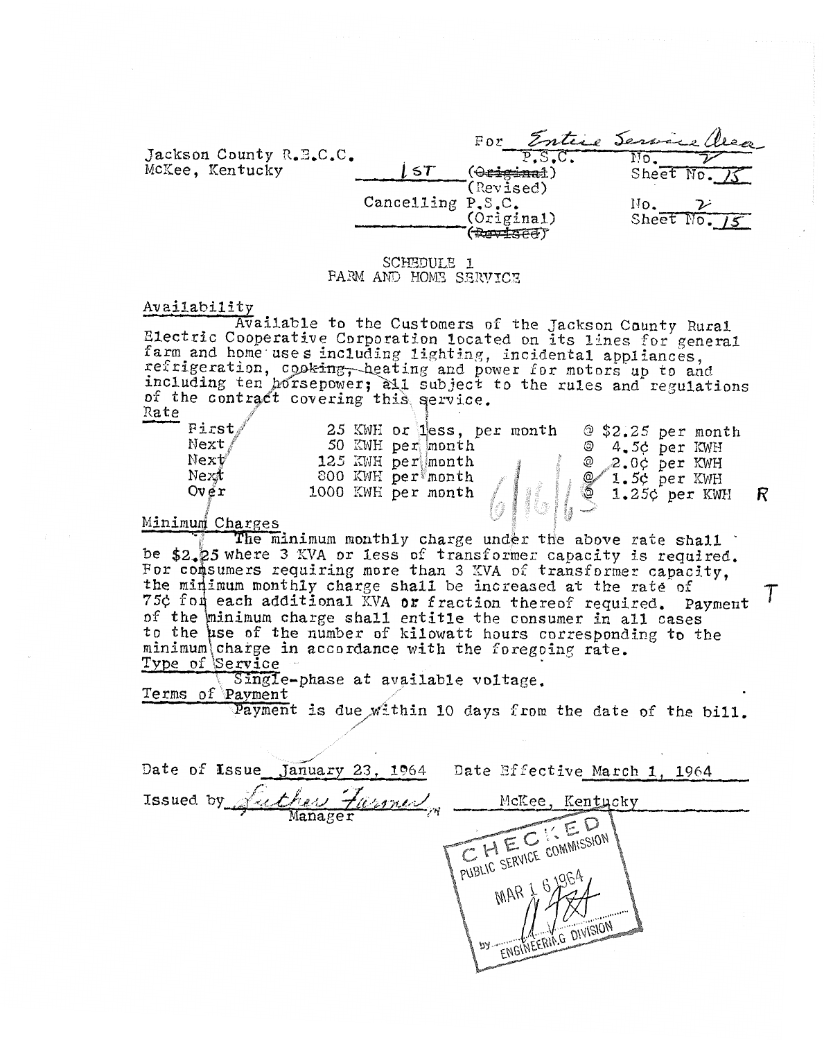Jackson County R.E.C.C.
McKee, Kentucky

For Entire Service Area
P.S.C. No. 2
1ST ~~(Original)~~ (Revised) Sheet No. 15
Cancelling P.S.C. No. 2
(Original) ~~(Revised)~~ Sheet No. 15

## SCHEDULE 1
## FARM AND HOME SERVICE

**Availability**

Available to the Customers of the Jackson County Rural Electric Cooperative Corporation located on its lines for general farm and home uses including lighting, incidental appliances, refrigeration, ~~cooking, heating~~ and power for motors up to and including ten horsepower; all subject to the rules and regulations of the contract covering this service.

**Rate**

| | | | |
|---|---|---|---|
| First | 25 KWH or less, per month | @ $2.25 per month | |
| Next | 50 KWH per month | @ 4.5¢ per KWH | |
| Next | 125 KWH per month | @ 2.0¢ per KWH | |
| Next | 800 KWH per month | @ 1.5¢ per KWH | |
| Over | 1000 KWH per month | @ 1.25¢ per KWH | R |

6/16/65

**Minimum Charges**

The minimum monthly charge under the above rate shall be $2.25 where 3 KVA or less of transformer capacity is required. For consumers requiring more than 3 KVA of transformer capacity, the minimum monthly charge shall be increased at the rate of 75¢ for each additional KVA or fraction thereof required. Payment of the minimum charge shall entitle the consumer in all cases to the use of the number of kilowatt hours corresponding to the minimum charge in accordance with the foregoing rate. T

**Type of Service**

Single-phase at available voltage.

**Terms of Payment**

Payment is due within 10 days from the date of the bill.

Date of Issue January 23, 1964 Date Effective March 1, 1964

Issued by Luther Farmer, Manager McKee, Kentucky

CHECKED
PUBLIC SERVICE COMMISSION
MAR 16 1964
by ENGINEERING DIVISION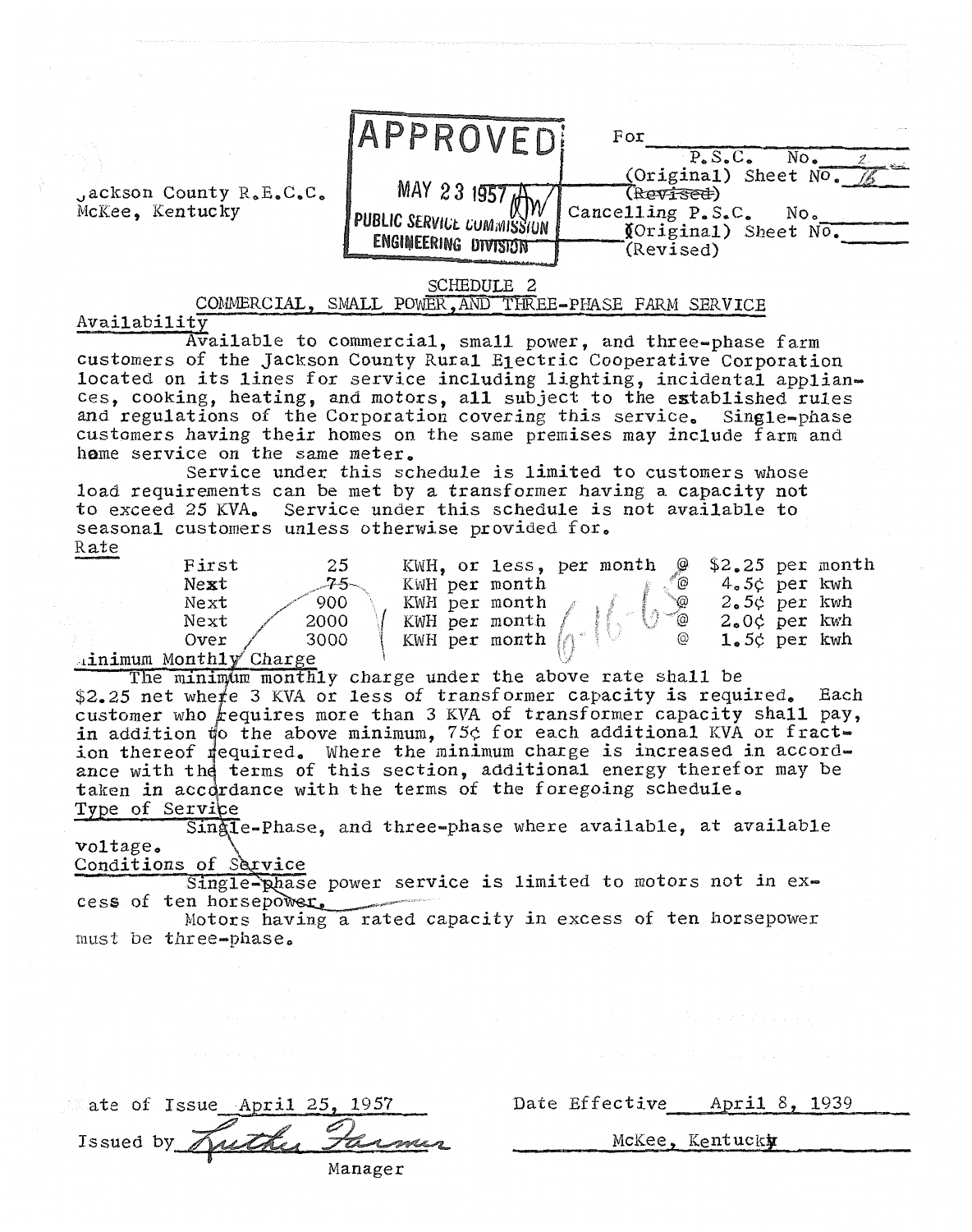Jackson County R.E.C.C.
McKee, Kentucky

**APPROVED**
MAY 23 1957
PUBLIC SERVICE COMMISSION
ENGINEERING DIVISION

For ______
P.S.C. No. 2
(Original) Sheet No. 16
~~(Revised)~~
Cancelling P.S.C. No. ______
(Original) Sheet No. ______
(Revised)

## SCHEDULE 2
## COMMERCIAL, SMALL POWER, AND THREE-PHASE FARM SERVICE

### Availability

Available to commercial, small power, and three-phase farm customers of the Jackson County Rural Electric Cooperative Corporation located on its lines for service including lighting, incidental appliances, cooking, heating, and motors, all subject to the established rules and regulations of the Corporation covering this service. Single-phase customers having their homes on the same premises may include farm and home service on the same meter.

Service under this schedule is limited to customers whose load requirements can be met by a transformer having a capacity not to exceed 25 KVA. Service under this schedule is not available to seasonal customers unless otherwise provided for.

### Rate

| | | | | |
|---|---|---|---|---|
| First | 25 | KWH, or less, per month | @ | $2.25 per month |
| Next | 75 | KWH per month | @ | 4.5¢ per kwh |
| Next | 900 | KWH per month | @ | 2.5¢ per kwh |
| Next | 2000 | KWH per month | @ | 2.0¢ per kwh |
| Over | 3000 | KWH per month | @ | 1.5¢ per kwh |

6-16-65

### Minimum Monthly Charge

The minimum monthly charge under the above rate shall be $2.25 net where 3 KVA or less of transformer capacity is required. Each customer who requires more than 3 KVA of transformer capacity shall pay, in addition to the above minimum, 75¢ for each additional KVA or fraction thereof required. Where the minimum charge is increased in accordance with the terms of this section, additional energy therefor may be taken in accordance with the terms of the foregoing schedule.

### Type of Service

Single-Phase, and three-phase where available, at available voltage.

### Conditions of Service

Single-phase power service is limited to motors not in excess of ten horsepower.

Motors having a rated capacity in excess of ten horsepower must be three-phase.

Date of Issue April 25, 1957 — Date Effective April 8, 1939

Issued by Luther Farmer, Manager — McKee, Kentucky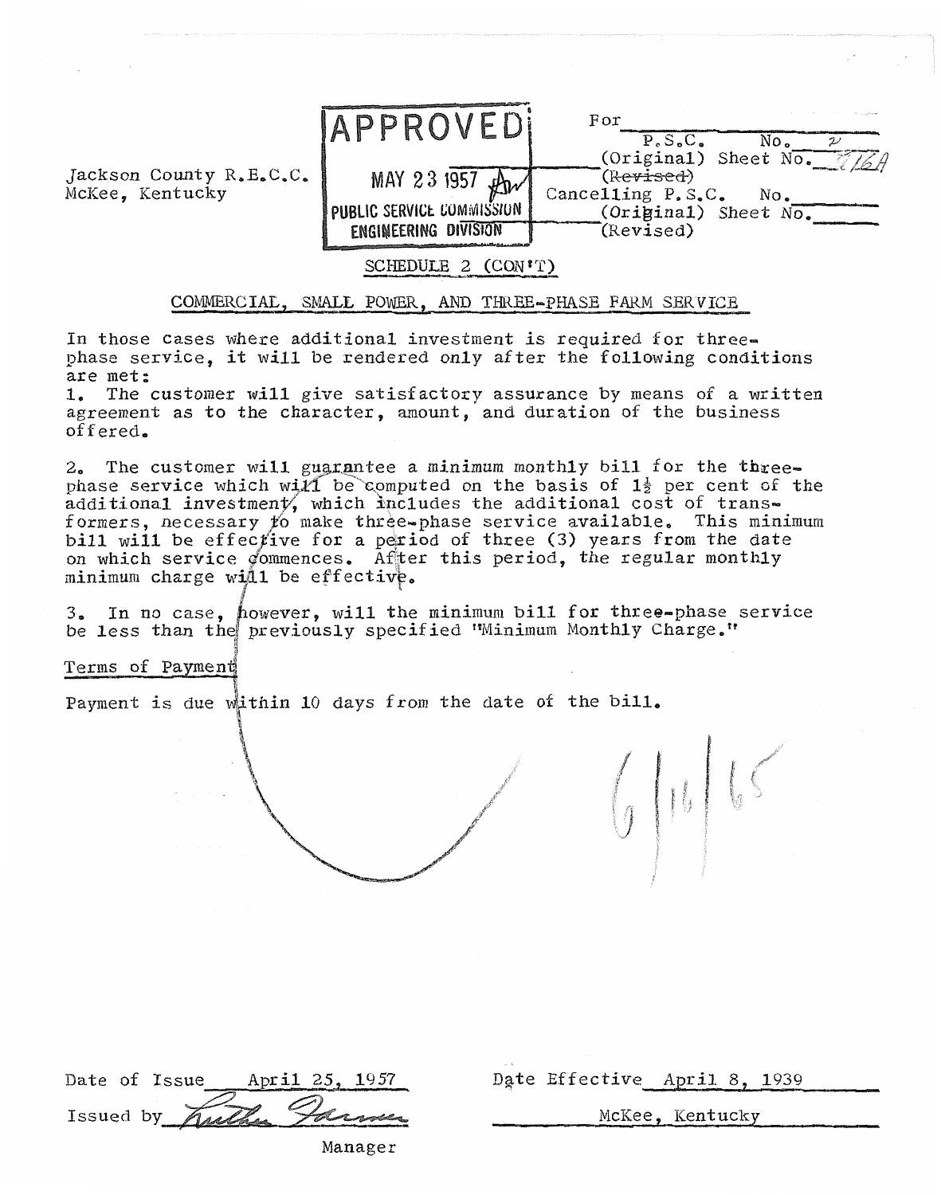Jackson County R.E.C.C.
McKee, Kentucky

APPROVED
MAY 23 1957
PUBLIC SERVICE COMMISSION
ENGINEERING DIVISION

For ______
P.S.C. No. 2
(Original) Sheet No. 16A
~~(Revised)~~
Cancelling P.S.C. No. ______
(Original) Sheet No. ______
(Revised)

SCHEDULE 2 (CON'T)

COMMERCIAL, SMALL POWER, AND THREE-PHASE FARM SERVICE

In those cases where additional investment is required for three-phase service, it will be rendered only after the following conditions are met:

1. The customer will give satisfactory assurance by means of a written agreement as to the character, amount, and duration of the business offered.

2. The customer will guarantee a minimum monthly bill for the three-phase service which will be computed on the basis of 1½ per cent of the additional investment, which includes the additional cost of transformers, necessary to make three-phase service available. This minimum bill will be effective for a period of three (3) years from the date on which service commences. After this period, the regular monthly minimum charge will be effective.

3. In no case, however, will the minimum bill for three-phase service be less than the previously specified "Minimum Monthly Charge."

Terms of Payment

Payment is due within 10 days from the date of the bill.

6/16/65

Date of Issue April 25, 1957
Issued by Luther Farmer
Manager

Date Effective April 8, 1939
McKee, Kentucky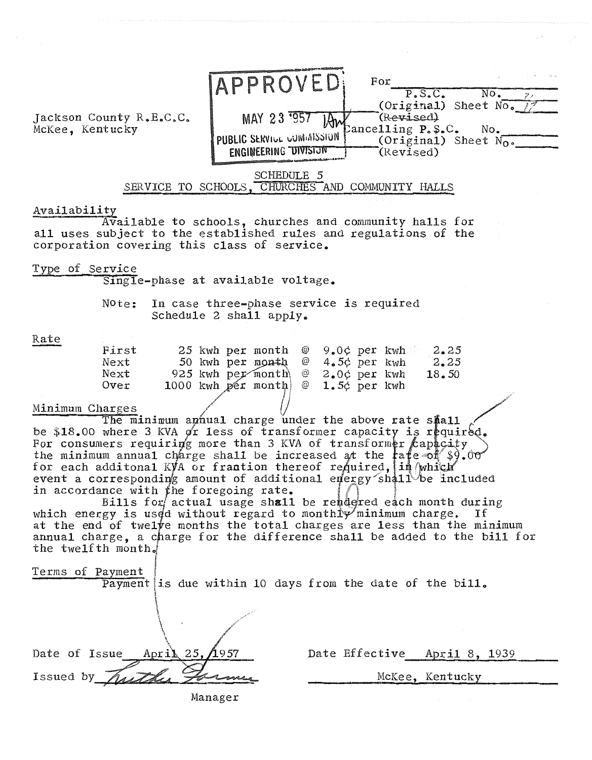Jackson County R.E.C.C.
McKee, Kentucky

APPROVED
MAY 23 1957
PUBLIC SERVICE COMMISSION
ENGINEERING DIVISION

For ______
P.S.C. No. 2
(Original) Sheet No. 11
~~(Revised)~~
Cancelling P.S.C. No. ______
(Original) Sheet No. ______
(Revised)

## SCHEDULE 5
## SERVICE TO SCHOOLS, CHURCHES AND COMMUNITY HALLS

**Availability**

Available to schools, churches and community halls for all uses subject to the established rules and regulations of the corporation covering this class of service.

**Type of Service**

Single-phase at available voltage.

Note: In case three-phase service is required Schedule 2 shall apply.

**Rate**

| | | | | |
|---|---|---|---|---|
| First | 25 kwh per month | @ | 9.0¢ per kwh | 2.25 |
| Next | 50 kwh per month | @ | 4.5¢ per kwh | 2.25 |
| Next | 925 kwh per month | @ | 2.0¢ per kwh | 18.50 |
| Over | 1000 kwh per month | @ | 1.5¢ per kwh | |

**Minimum Charges**

The minimum annual charge under the above rate shall be $18.00 where 3 KVA or less of transformer capacity is required. For consumers requiring more than 3 KVA of transformer capacity the minimum annual charge shall be increased at the rate of $9.00 for each additonal KVA or fraction thereof required, in which event a corresponding amount of additional energy shall be included in accordance with the foregoing rate.

Bills for actual usage shall be rendered each month during which energy is used without regard to monthly minimum charge. If at the end of twelve months the total charges are less than the minimum annual charge, a charge for the difference shall be added to the bill for the twelfth month.

**Terms of Payment**

Payment is due within 10 days from the date of the bill.

Date of Issue April 25, 1957 Date Effective April 8, 1939

Issued by Luther Farmer McKee, Kentucky

Manager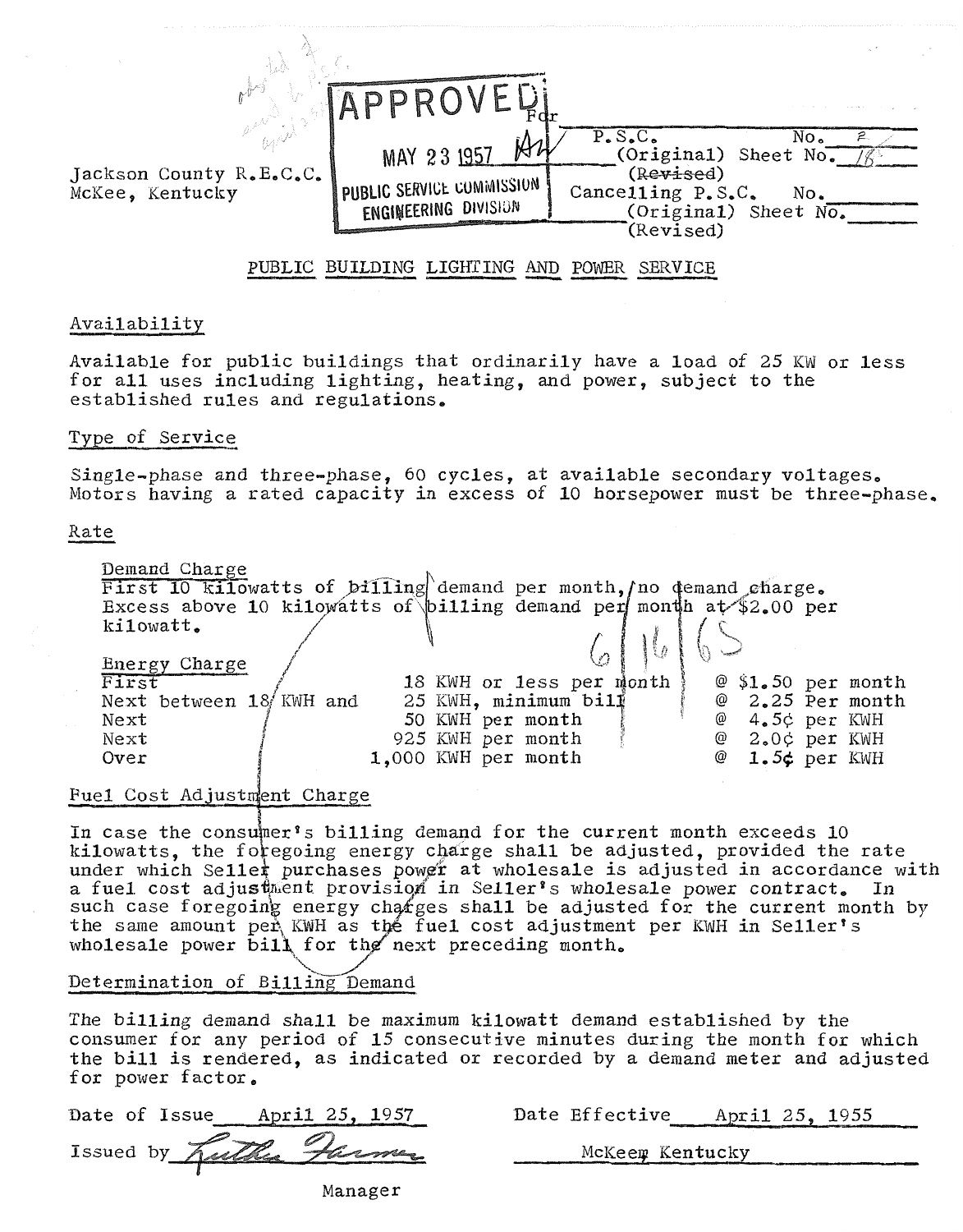APPROVED For
MAY 23 1957
PUBLIC SERVICE COMMISSION
ENGINEERING DIVISION

Jackson County R.E.C.C.
McKee, Kentucky

P.S.C. No. 2
(Original) Sheet No. 18
(~~Revised~~)
Cancelling P.S.C. No.
(Original) Sheet No.
(Revised)

## PUBLIC BUILDING LIGHTING AND POWER SERVICE

### Availability

Available for public buildings that ordinarily have a load of 25 KW or less for all uses including lighting, heating, and power, subject to the established rules and regulations.

### Type of Service

Single-phase and three-phase, 60 cycles, at available secondary voltages. Motors having a rated capacity in excess of 10 horsepower must be three-phase.

### Rate

Demand Charge
First 10 kilowatts of billing demand per month, no demand charge.
Excess above 10 kilowatts of billing demand per month at $2.00 per kilowatt.

6/16/65

Energy Charge

| | | | |
|---|---|---|---|
| First | 18 KWH or less per month | @ | $1.50 per month |
| Next between 18 KWH and | 25 KWH, minimum bill | @ | 2.25 Per month |
| Next | 50 KWH per month | @ | 4.5¢ per KWH |
| Next | 925 KWH per month | @ | 2.0¢ per KWH |
| Over | 1,000 KWH per month | @ | 1.5¢ per KWH |

### Fuel Cost Adjustment Charge

In case the consumer's billing demand for the current month exceeds 10 kilowatts, the foregoing energy charge shall be adjusted, provided the rate under which Seller purchases power at wholesale is adjusted in accordance with a fuel cost adjustment provision in Seller's wholesale power contract. In such case foregoing energy charges shall be adjusted for the current month by the same amount per KWH as the fuel cost adjustment per KWH in Seller's wholesale power bill for the next preceding month.

### Determination of Billing Demand

The billing demand shall be maximum kilowatt demand established by the consumer for any period of 15 consecutive minutes during the month for which the bill is rendered, as indicated or recorded by a demand meter and adjusted for power factor.

Date of Issue April 25, 1957 Date Effective April 25, 1955

Issued by Luther Farmer McKeem Kentucky

Manager